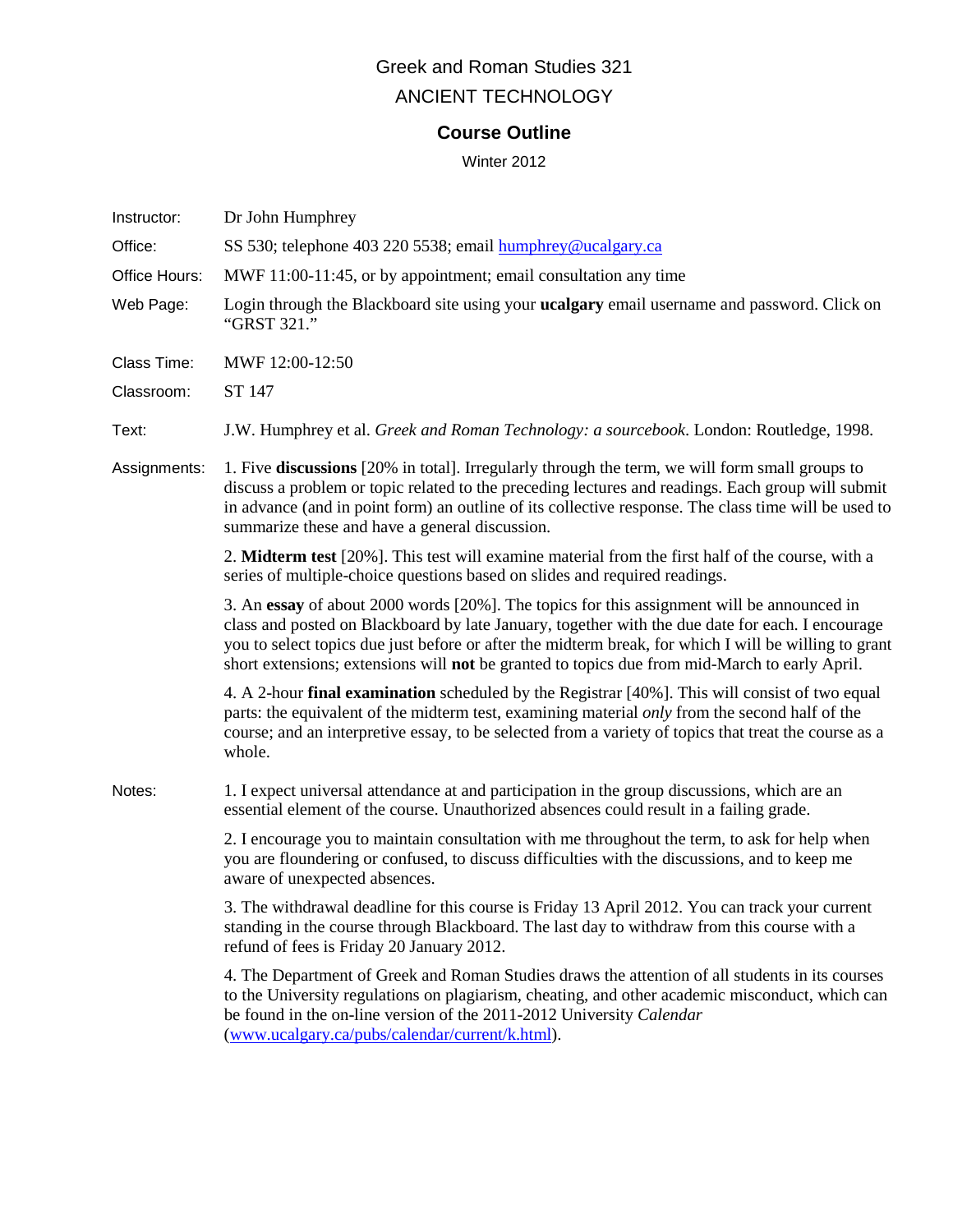# Greek and Roman Studies 321
# ANCIENT TECHNOLOGY

## Course Outline

Winter 2012

**Instructor:** Dr John Humphrey

**Office:** SS 530; telephone 403 220 5538; email humphrey@ucalgary.ca

**Office Hours:** MWF 11:00-11:45, or by appointment; email consultation any time

**Web Page:** Login through the Blackboard site using your **ucalgary** email username and password. Click on "GRST 321."

**Class Time:** MWF 12:00-12:50

**Classroom:** ST 147

**Text:** J.W. Humphrey et al. *Greek and Roman Technology: a sourcebook*. London: Routledge, 1998.

**Assignments:**

1. Five **discussions** [20% in total]. Irregularly through the term, we will form small groups to discuss a problem or topic related to the preceding lectures and readings. Each group will submit in advance (and in point form) an outline of its collective response. The class time will be used to summarize these and have a general discussion.

2. **Midterm test** [20%]. This test will examine material from the first half of the course, with a series of multiple-choice questions based on slides and required readings.

3. An **essay** of about 2000 words [20%]. The topics for this assignment will be announced in class and posted on Blackboard by late January, together with the due date for each. I encourage you to select topics due just before or after the midterm break, for which I will be willing to grant short extensions; extensions will **not** be granted to topics due from mid-March to early April.

4. A 2-hour **final examination** scheduled by the Registrar [40%]. This will consist of two equal parts: the equivalent of the midterm test, examining material *only* from the second half of the course; and an interpretive essay, to be selected from a variety of topics that treat the course as a whole.

**Notes:**

1. I expect universal attendance at and participation in the group discussions, which are an essential element of the course. Unauthorized absences could result in a failing grade.

2. I encourage you to maintain consultation with me throughout the term, to ask for help when you are floundering or confused, to discuss difficulties with the discussions, and to keep me aware of unexpected absences.

3. The withdrawal deadline for this course is Friday 13 April 2012. You can track your current standing in the course through Blackboard. The last day to withdraw from this course with a refund of fees is Friday 20 January 2012.

4. The Department of Greek and Roman Studies draws the attention of all students in its courses to the University regulations on plagiarism, cheating, and other academic misconduct, which can be found in the on-line version of the 2011-2012 University *Calendar* (www.ucalgary.ca/pubs/calendar/current/k.html).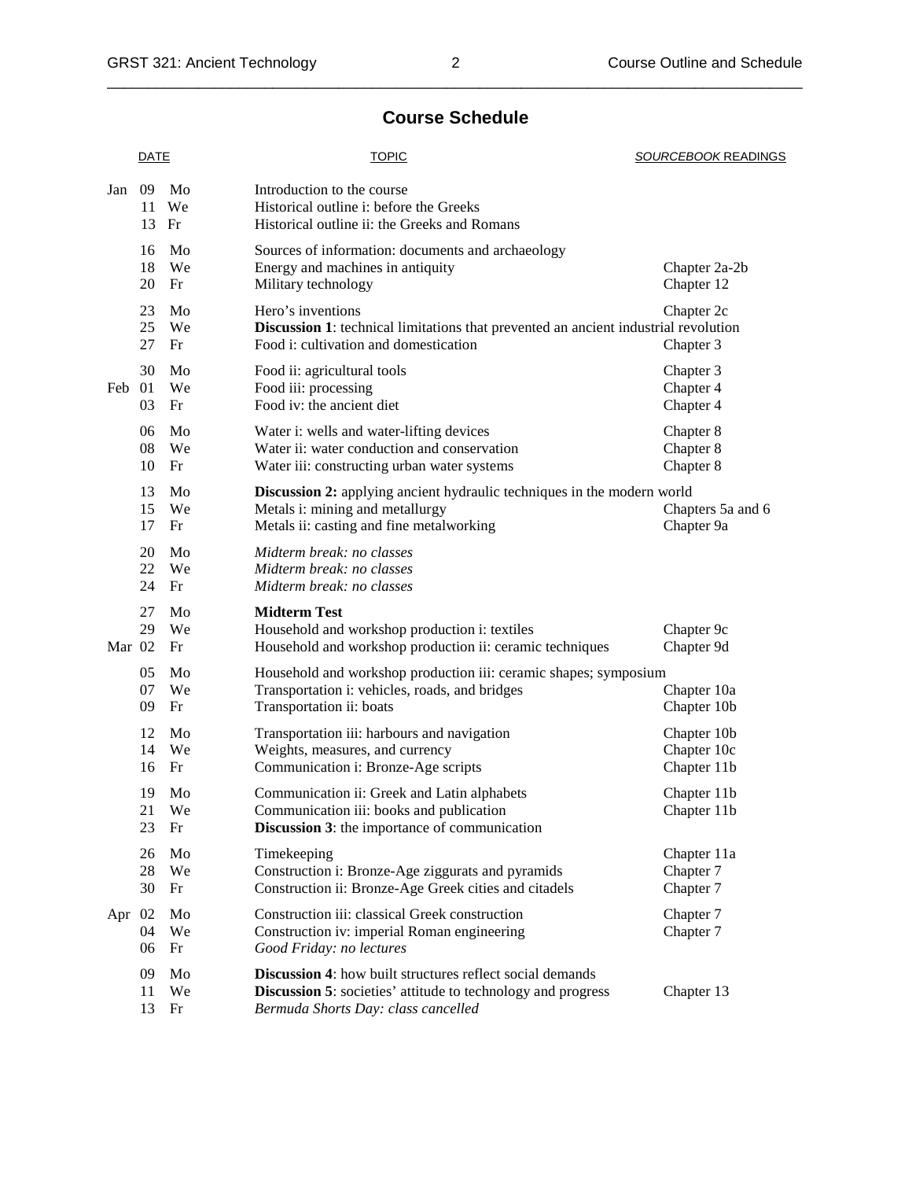## Course Schedule

| DATE | | | TOPIC | *SOURCEBOOK* READINGS |
|---|---|---|---|---|
| Jan | 09 | Mo | Introduction to the course | |
| | 11 | We | Historical outline i: before the Greeks | |
| | 13 | Fr | Historical outline ii: the Greeks and Romans | |
| | 16 | Mo | Sources of information: documents and archaeology | |
| | 18 | We | Energy and machines in antiquity | Chapter 2a-2b |
| | 20 | Fr | Military technology | Chapter 12 |
| | 23 | Mo | Hero's inventions | Chapter 2c |
| | 25 | We | **Discussion 1**: technical limitations that prevented an ancient industrial revolution | |
| | 27 | Fr | Food i: cultivation and domestication | Chapter 3 |
| | 30 | Mo | Food ii: agricultural tools | Chapter 3 |
| Feb | 01 | We | Food iii: processing | Chapter 4 |
| | 03 | Fr | Food iv: the ancient diet | Chapter 4 |
| | 06 | Mo | Water i: wells and water-lifting devices | Chapter 8 |
| | 08 | We | Water ii: water conduction and conservation | Chapter 8 |
| | 10 | Fr | Water iii: constructing urban water systems | Chapter 8 |
| | 13 | Mo | **Discussion 2:** applying ancient hydraulic techniques in the modern world | |
| | 15 | We | Metals i: mining and metallurgy | Chapters 5a and 6 |
| | 17 | Fr | Metals ii: casting and fine metalworking | Chapter 9a |
| | 20 | Mo | *Midterm break: no classes* | |
| | 22 | We | *Midterm break: no classes* | |
| | 24 | Fr | *Midterm break: no classes* | |
| | 27 | Mo | **Midterm Test** | |
| | 29 | We | Household and workshop production i: textiles | Chapter 9c |
| Mar | 02 | Fr | Household and workshop production ii: ceramic techniques | Chapter 9d |
| | 05 | Mo | Household and workshop production iii: ceramic shapes; symposium | |
| | 07 | We | Transportation i: vehicles, roads, and bridges | Chapter 10a |
| | 09 | Fr | Transportation ii: boats | Chapter 10b |
| | 12 | Mo | Transportation iii: harbours and navigation | Chapter 10b |
| | 14 | We | Weights, measures, and currency | Chapter 10c |
| | 16 | Fr | Communication i: Bronze-Age scripts | Chapter 11b |
| | 19 | Mo | Communication ii: Greek and Latin alphabets | Chapter 11b |
| | 21 | We | Communication iii: books and publication | Chapter 11b |
| | 23 | Fr | **Discussion 3**: the importance of communication | |
| | 26 | Mo | Timekeeping | Chapter 11a |
| | 28 | We | Construction i: Bronze-Age ziggurats and pyramids | Chapter 7 |
| | 30 | Fr | Construction ii: Bronze-Age Greek cities and citadels | Chapter 7 |
| Apr | 02 | Mo | Construction iii: classical Greek construction | Chapter 7 |
| | 04 | We | Construction iv: imperial Roman engineering | Chapter 7 |
| | 06 | Fr | *Good Friday: no lectures* | |
| | 09 | Mo | **Discussion 4**: how built structures reflect social demands | |
| | 11 | We | **Discussion 5**: societies' attitude to technology and progress | Chapter 13 |
| | 13 | Fr | *Bermuda Shorts Day: class cancelled* | |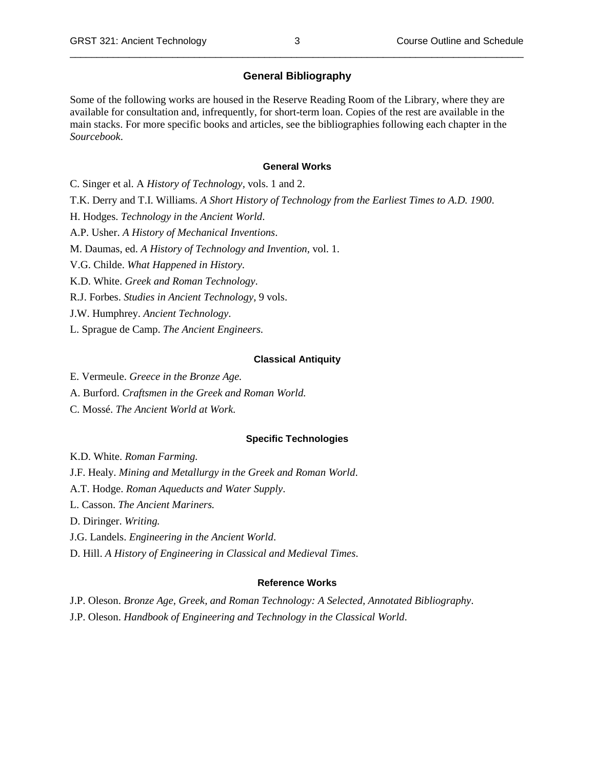## General Bibliography

Some of the following works are housed in the Reserve Reading Room of the Library, where they are available for consultation and, infrequently, for short-term loan. Copies of the rest are available in the main stacks. For more specific books and articles, see the bibliographies following each chapter in the *Sourcebook*.

### General Works

C. Singer et al. A *History of Technology*, vols. 1 and 2.

T.K. Derry and T.I. Williams. *A Short History of Technology from the Earliest Times to A.D. 1900*.

H. Hodges. *Technology in the Ancient World*.

A.P. Usher. *A History of Mechanical Inventions*.

M. Daumas, ed. *A History of Technology and Invention*, vol. 1.

V.G. Childe. *What Happened in History.*

K.D. White. *Greek and Roman Technology*.

R.J. Forbes. *Studies in Ancient Technology*, 9 vols.

J.W. Humphrey. *Ancient Technology*.

L. Sprague de Camp. *The Ancient Engineers.*

### Classical Antiquity

E. Vermeule. *Greece in the Bronze Age.*

A. Burford. *Craftsmen in the Greek and Roman World.*

C. Mossé. *The Ancient World at Work.*

### Specific Technologies

K.D. White. *Roman Farming.*

J.F. Healy. *Mining and Metallurgy in the Greek and Roman World*.

A.T. Hodge. *Roman Aqueducts and Water Supply*.

L. Casson. *The Ancient Mariners.*

D. Diringer. *Writing.*

J.G. Landels. *Engineering in the Ancient World*.

D. Hill. *A History of Engineering in Classical and Medieval Times*.

### Reference Works

J.P. Oleson. *Bronze Age, Greek, and Roman Technology: A Selected, Annotated Bibliography*.

J.P. Oleson. *Handbook of Engineering and Technology in the Classical World*.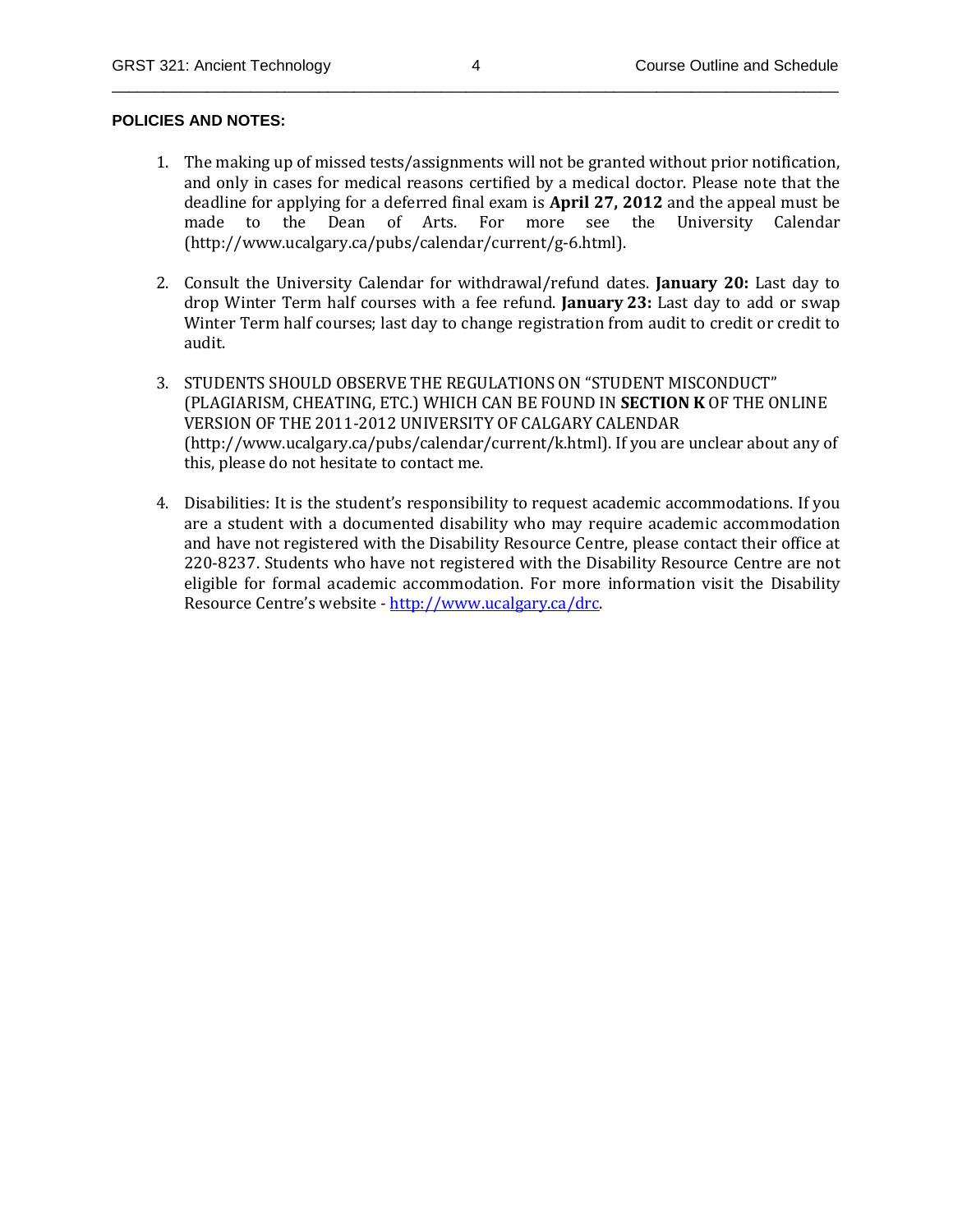**POLICIES AND NOTES:**

1. The making up of missed tests/assignments will not be granted without prior notification, and only in cases for medical reasons certified by a medical doctor. Please note that the deadline for applying for a deferred final exam is **April 27, 2012** and the appeal must be made to the Dean of Arts. For more see the University Calendar (http://www.ucalgary.ca/pubs/calendar/current/g-6.html).

2. Consult the University Calendar for withdrawal/refund dates. **January 20:** Last day to drop Winter Term half courses with a fee refund. **January 23:** Last day to add or swap Winter Term half courses; last day to change registration from audit to credit or credit to audit.

3. STUDENTS SHOULD OBSERVE THE REGULATIONS ON "STUDENT MISCONDUCT" (PLAGIARISM, CHEATING, ETC.) WHICH CAN BE FOUND IN **SECTION K** OF THE ONLINE VERSION OF THE 2011-2012 UNIVERSITY OF CALGARY CALENDAR (http://www.ucalgary.ca/pubs/calendar/current/k.html). If you are unclear about any of this, please do not hesitate to contact me.

4. Disabilities: It is the student's responsibility to request academic accommodations. If you are a student with a documented disability who may require academic accommodation and have not registered with the Disability Resource Centre, please contact their office at 220-8237. Students who have not registered with the Disability Resource Centre are not eligible for formal academic accommodation. For more information visit the Disability Resource Centre's website - [http://www.ucalgary.ca/drc](http://www.ucalgary.ca/drc).